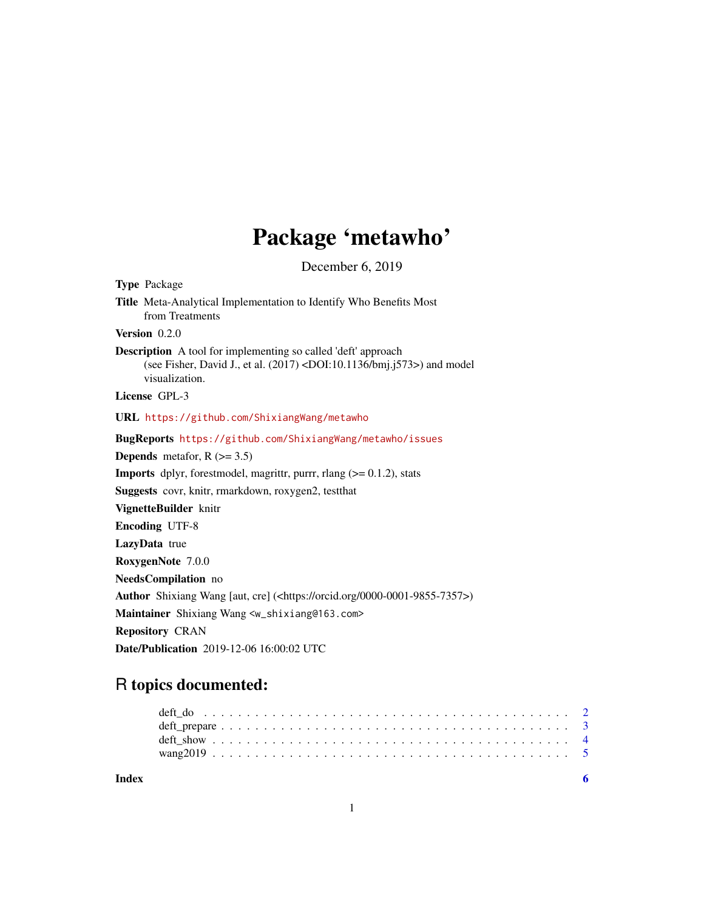# Package 'metawho'

December 6, 2019

**Type** Package

**Title** Meta-Analytical Implementation to Identify Who Benefits Most from Treatments

**Version** 0.2.0

**Description** A tool for implementing so called 'deft' approach (see Fisher, David J., et al. (2017) <DOI:10.1136/bmj.j573>) and model visualization.

**License** GPL-3

**URL** https://github.com/ShixiangWang/metawho

**BugReports** https://github.com/ShixiangWang/metawho/issues

**Depends** metafor, R (>= 3.5)

**Imports** dplyr, forestmodel, magrittr, purrr, rlang (>= 0.1.2), stats

**Suggests** covr, knitr, rmarkdown, roxygen2, testthat

**VignetteBuilder** knitr

**Encoding** UTF-8

**LazyData** true

**RoxygenNote** 7.0.0

**NeedsCompilation** no

**Author** Shixiang Wang [aut, cre] (<https://orcid.org/0000-0001-9855-7357>)

**Maintainer** Shixiang Wang <w_shixiang@163.com>

**Repository** CRAN

**Date/Publication** 2019-12-06 16:00:02 UTC

## R topics documented:

- deft_do . . . . . . . . . . . . . . . . . . . . . . . . . . . . . . . . . . . . . . . . . . . 2
- deft_prepare . . . . . . . . . . . . . . . . . . . . . . . . . . . . . . . . . . . . . . . . 3
- deft_show . . . . . . . . . . . . . . . . . . . . . . . . . . . . . . . . . . . . . . . . . . 4
- wang2019 . . . . . . . . . . . . . . . . . . . . . . . . . . . . . . . . . . . . . . . . . . 5

**Index** 6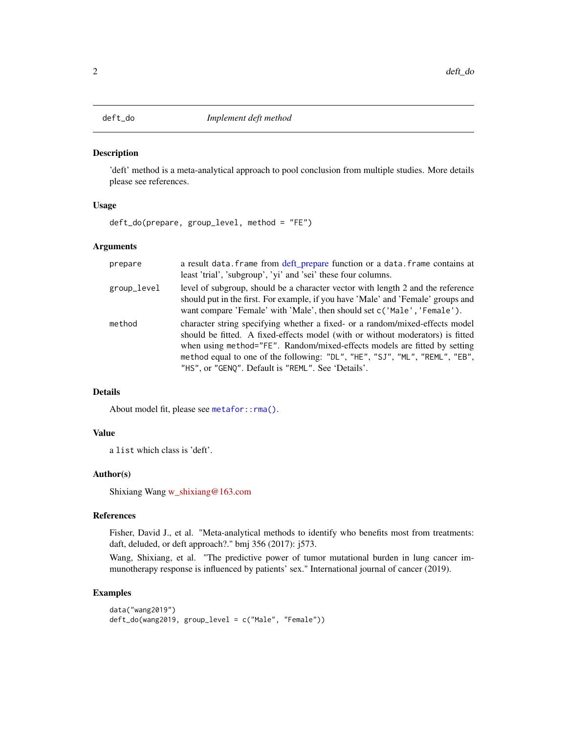deft_do *Implement deft method*

## Description

'deft' method is a meta-analytical approach to pool conclusion from multiple studies. More details please see references.

## Usage

```
deft_do(prepare, group_level, method = "FE")
```

## Arguments

| | |
|---|---|
| prepare | a result `data.frame` from deft_prepare function or a `data.frame` contains at least 'trial', 'subgroup', 'yi' and 'sei' these four columns. |
| group_level | level of subgroup, should be a character vector with length 2 and the reference should put in the first. For example, if you have 'Male' and 'Female' groups and want compare 'Female' with 'Male', then should set `c('Male','Female')`. |
| method | character string specifying whether a fixed- or a random/mixed-effects model should be fitted. A fixed-effects model (with or without moderators) is fitted when using `method="FE"`. Random/mixed-effects models are fitted by setting `method` equal to one of the following: `"DL"`, `"HE"`, `"SJ"`, `"ML"`, `"REML"`, `"EB"`, `"HS"`, or `"GENQ"`. Default is `"REML"`. See 'Details'. |

## Details

About model fit, please see `metafor::rma()`.

## Value

a `list` which class is 'deft'.

## Author(s)

Shixiang Wang w_shixiang@163.com

## References

Fisher, David J., et al. "Meta-analytical methods to identify who benefits most from treatments: daft, deluded, or deft approach?." bmj 356 (2017): j573.

Wang, Shixiang, et al. "The predictive power of tumor mutational burden in lung cancer immunotherapy response is influenced by patients' sex." International journal of cancer (2019).

## Examples

```
data("wang2019")
deft_do(wang2019, group_level = c("Male", "Female"))
```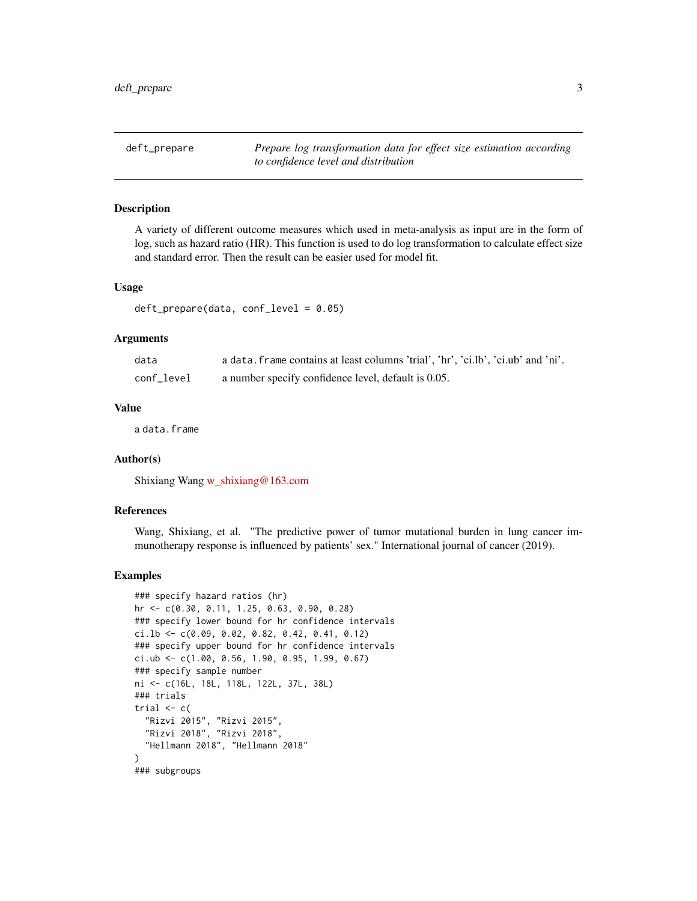## deft_prepare — *Prepare log transformation data for effect size estimation according to confidence level and distribution*

### Description

A variety of different outcome measures which used in meta-analysis as input are in the form of log, such as hazard ratio (HR). This function is used to do log transformation to calculate effect size and standard error. Then the result can be easier used for model fit.

### Usage

```
deft_prepare(data, conf_level = 0.05)
```

### Arguments

| | |
|---|---|
| data | a `data.frame` contains at least columns 'trial', 'hr', 'ci.lb', 'ci.ub' and 'ni'. |
| conf_level | a number specify confidence level, default is 0.05. |

### Value

a `data.frame`

### Author(s)

Shixiang Wang w_shixiang@163.com

### References

Wang, Shixiang, et al. "The predictive power of tumor mutational burden in lung cancer immunotherapy response is influenced by patients' sex." International journal of cancer (2019).

### Examples

```
### specify hazard ratios (hr)
hr <- c(0.30, 0.11, 1.25, 0.63, 0.90, 0.28)
### specify lower bound for hr confidence intervals
ci.lb <- c(0.09, 0.02, 0.82, 0.42, 0.41, 0.12)
### specify upper bound for hr confidence intervals
ci.ub <- c(1.00, 0.56, 1.90, 0.95, 1.99, 0.67)
### specify sample number
ni <- c(16L, 18L, 118L, 122L, 37L, 38L)
### trials
trial <- c(
  "Rizvi 2015", "Rizvi 2015",
  "Rizvi 2018", "Rizvi 2018",
  "Hellmann 2018", "Hellmann 2018"
)
### subgroups
```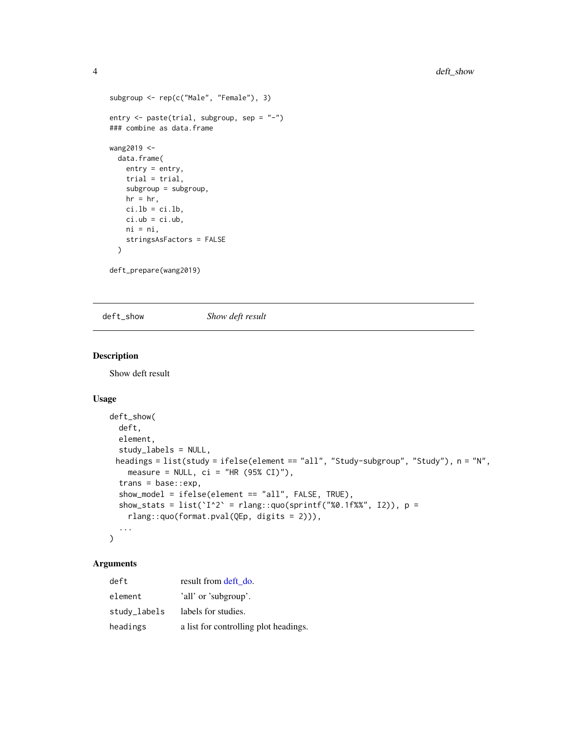```
subgroup <- rep(c("Male", "Female"), 3)

entry <- paste(trial, subgroup, sep = "-")
### combine as data.frame

wang2019 <-
  data.frame(
    entry = entry,
    trial = trial,
    subgroup = subgroup,
    hr = hr,
    ci.lb = ci.lb,
    ci.ub = ci.ub,
    ni = ni,
    stringsAsFactors = FALSE
  )

deft_prepare(wang2019)
```

## deft_show *Show deft result*

### Description

Show deft result

### Usage

```
deft_show(
  deft,
  element,
  study_labels = NULL,
 headings = list(study = ifelse(element == "all", "Study-subgroup", "Study"), n = "N",
    measure = NULL, ci = "HR (95% CI)"),
  trans = base::exp,
  show_model = ifelse(element == "all", FALSE, TRUE),
  show_stats = list(`I^2` = rlang::quo(sprintf("%0.1f%%", I2)), p =
    rlang::quo(format.pval(QEp, digits = 2))),
  ...
)
```

### Arguments

| | |
|---|---|
| `deft` | result from deft_do. |
| `element` | 'all' or 'subgroup'. |
| `study_labels` | labels for studies. |
| `headings` | a list for controlling plot headings. |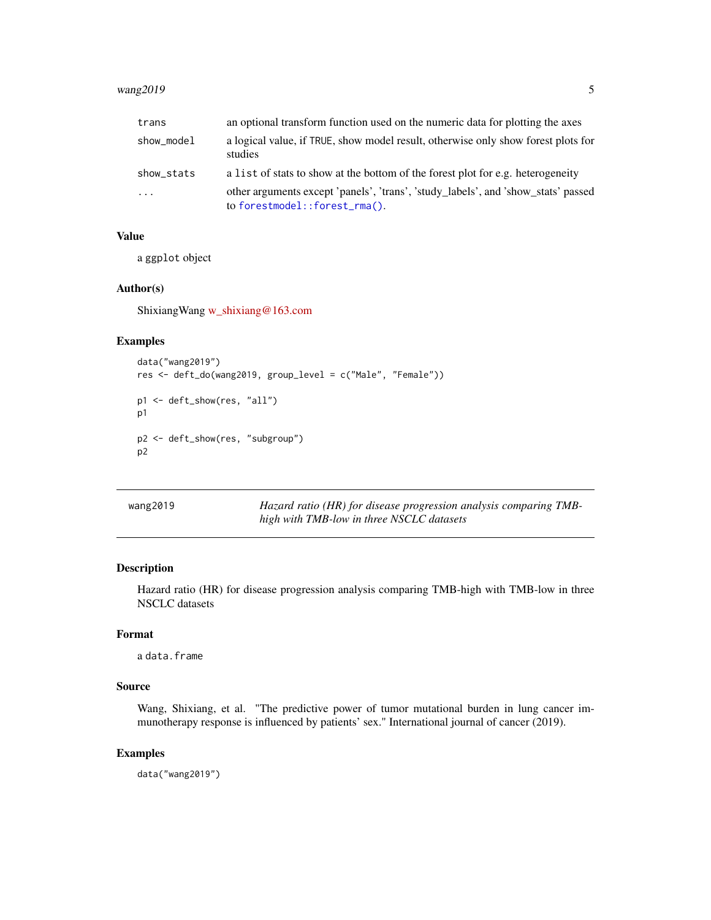| | |
|---|---|
| trans | an optional transform function used on the numeric data for plotting the axes |
| show_model | a logical value, if TRUE, show model result, otherwise only show forest plots for studies |
| show_stats | a list of stats to show at the bottom of the forest plot for e.g. heterogeneity |
| ... | other arguments except 'panels', 'trans', 'study_labels', and 'show_stats' passed to forestmodel::forest_rma(). |

### Value

a ggplot object

### Author(s)

ShixiangWang w_shixiang@163.com

### Examples

```
data("wang2019")
res <- deft_do(wang2019, group_level = c("Male", "Female"))

p1 <- deft_show(res, "all")
p1

p2 <- deft_show(res, "subgroup")
p2
```

---

## wang2019 — *Hazard ratio (HR) for disease progression analysis comparing TMB-high with TMB-low in three NSCLC datasets*

---

### Description

Hazard ratio (HR) for disease progression analysis comparing TMB-high with TMB-low in three NSCLC datasets

### Format

a data.frame

### Source

Wang, Shixiang, et al. "The predictive power of tumor mutational burden in lung cancer immunotherapy response is influenced by patients' sex." International journal of cancer (2019).

### Examples

```
data("wang2019")
```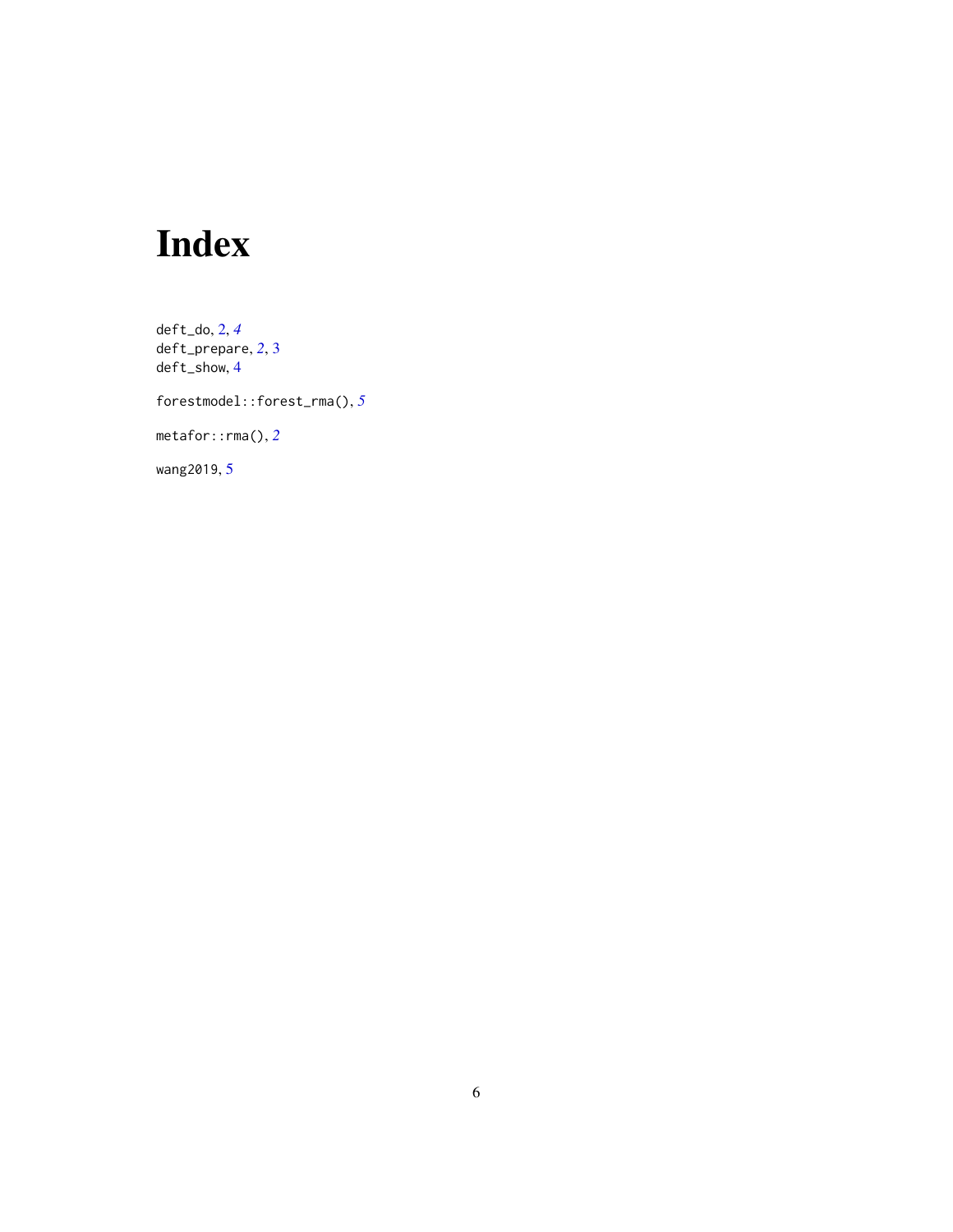# Index

deft_do, 2, *4*
deft_prepare, *2*, 3
deft_show, 4

forestmodel::forest_rma(), *5*

metafor::rma(), *2*

wang2019, 5